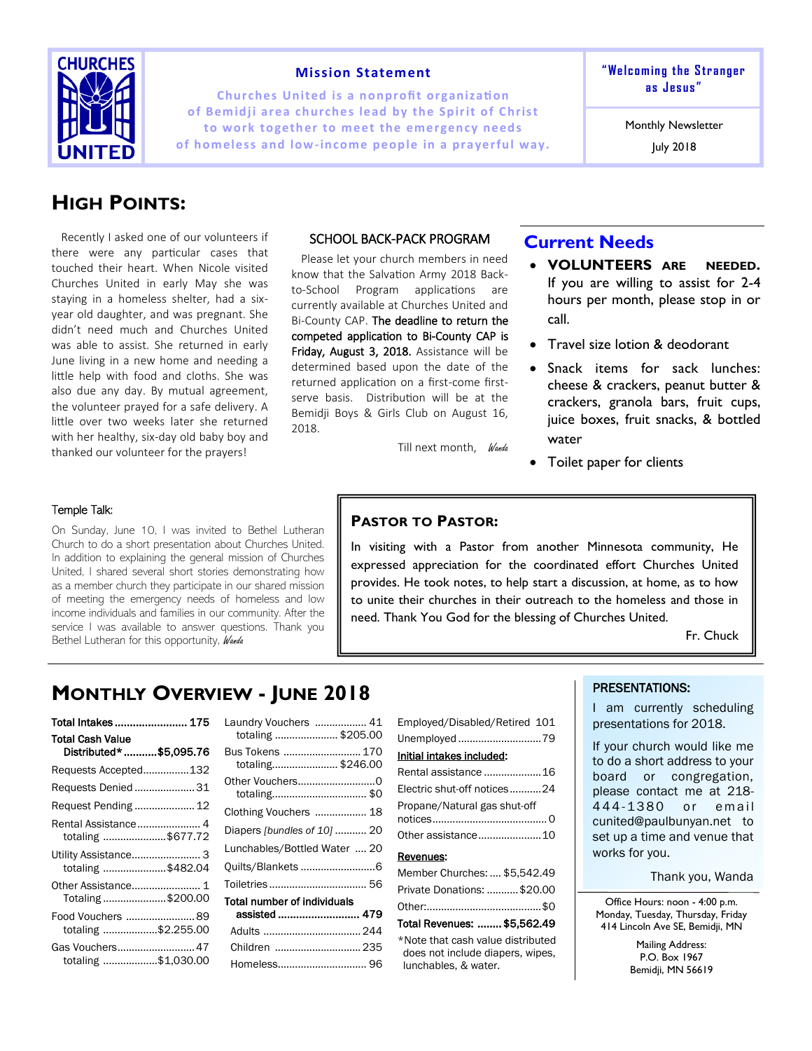**CHURCHES UNITED**

### Mission Statement

Churches United is a nonprofit organization of Bemidji area churches lead by the Spirit of Christ to work together to meet the emergency needs of homeless and low-income people in a prayerful way.

**"Welcoming the Stranger as Jesus"**

Monthly Newsletter

July 2018

## HIGH POINTS:

Recently I asked one of our volunteers if there were any particular cases that touched their heart. When Nicole visited Churches United in early May she was staying in a homeless shelter, had a six-year old daughter, and was pregnant. She didn't need much and Churches United was able to assist. She returned in early June living in a new home and needing a little help with food and cloths. She was also due any day. By mutual agreement, the volunteer prayed for a safe delivery. A little over two weeks later she returned with her healthy, six-day old baby boy and thanked our volunteer for the prayers!

### SCHOOL BACK-PACK PROGRAM

Please let your church members in need know that the Salvation Army 2018 Back-to-School Program applications are currently available at Churches United and Bi-County CAP. **The deadline to return the competed application to Bi-County CAP is Friday, August 3, 2018.** Assistance will be determined based upon the date of the returned application on a first-come first-serve basis. Distribution will be at the Bemidji Boys & Girls Club on August 16, 2018.

Till next month, *Wanda*

## Current Needs

- **VOLUNTEERS ARE NEEDED.** If you are willing to assist for 2-4 hours per month, please stop in or call.
- Travel size lotion & deodorant
- Snack items for sack lunches: cheese & crackers, peanut butter & crackers, granola bars, fruit cups, juice boxes, fruit snacks, & bottled water
- Toilet paper for clients

### Temple Talk:

On Sunday, June 10, I was invited to Bethel Lutheran Church to do a short presentation about Churches United. In addition to explaining the general mission of Churches United, I shared several short stories demonstrating how as a member church they participate in our shared mission of meeting the emergency needs of homeless and low income individuals and families in our community. After the service I was available to answer questions. Thank you Bethel Lutheran for this opportunity, *Wanda*

### PASTOR TO PASTOR:

In visiting with a Pastor from another Minnesota community, He expressed appreciation for the coordinated effort Churches United provides. He took notes, to help start a discussion, at home, as to how to unite their churches in their outreach to the homeless and those in need. Thank You God for the blessing of Churches United.

Fr. Chuck

## MONTHLY OVERVIEW - JUNE 2018

| Item | Value |
|---|---|
| **Total Intakes** | **175** |
| **Total Cash Value Distributed*** | **$5,095.76** |
| Requests Accepted | 132 |
| Requests Denied | 31 |
| Request Pending | 12 |
| Rental Assistance | 4 |
| totaling | $677.72 |
| Utility Assistance | 3 |
| totaling | $482.04 |
| Other Assistance | 1 |
| Totaling | $200.00 |
| Food Vouchers | 89 |
| totaling | $2.255.00 |
| Gas Vouchers | 47 |
| totaling | $1,030.00 |
| Laundry Vouchers | 41 |
| totaling | $205.00 |
| Bus Tokens | 170 |
| totaling | $246.00 |
| Other Vouchers | 0 |
| totaling | $0 |
| Clothing Vouchers | 18 |
| Diapers *[bundles of 10]* | 20 |
| Lunchables/Bottled Water | 20 |
| Quilts/Blankets | 6 |
| Toiletries | 56 |
| **Total number of individuals assisted** | **479** |
| Adults | 244 |
| Children | 235 |
| Homeless | 96 |
| Employed/Disabled/Retired | 101 |
| Unemployed | 79 |

**Initial intakes included:**

| Item | Value |
|---|---|
| Rental assistance | 16 |
| Electric shut-off notices | 24 |
| Propane/Natural gas shut-off notices | 0 |
| Other assistance | 10 |

**Revenues:**

| Item | Value |
|---|---|
| Member Churches: | $5,542.49 |
| Private Donations: | $20.00 |
| Other: | $0 |
| **Total Revenues:** | **$5,562.49** |

*Note that cash value distributed does not include diapers, wipes, lunchables, & water.

### PRESENTATIONS:

I am currently scheduling presentations for 2018.

If your church would like me to do a short address to your board or congregation, please contact me at 218-444-1380 or email cunited@paulbunyan.net to set up a time and venue that works for you.

Thank you, Wanda

Office Hours: noon - 4:00 p.m.
Monday, Tuesday, Thursday, Friday
414 Lincoln Ave SE, Bemidji, MN

Mailing Address:
P.O. Box 1967
Bemidji, MN 56619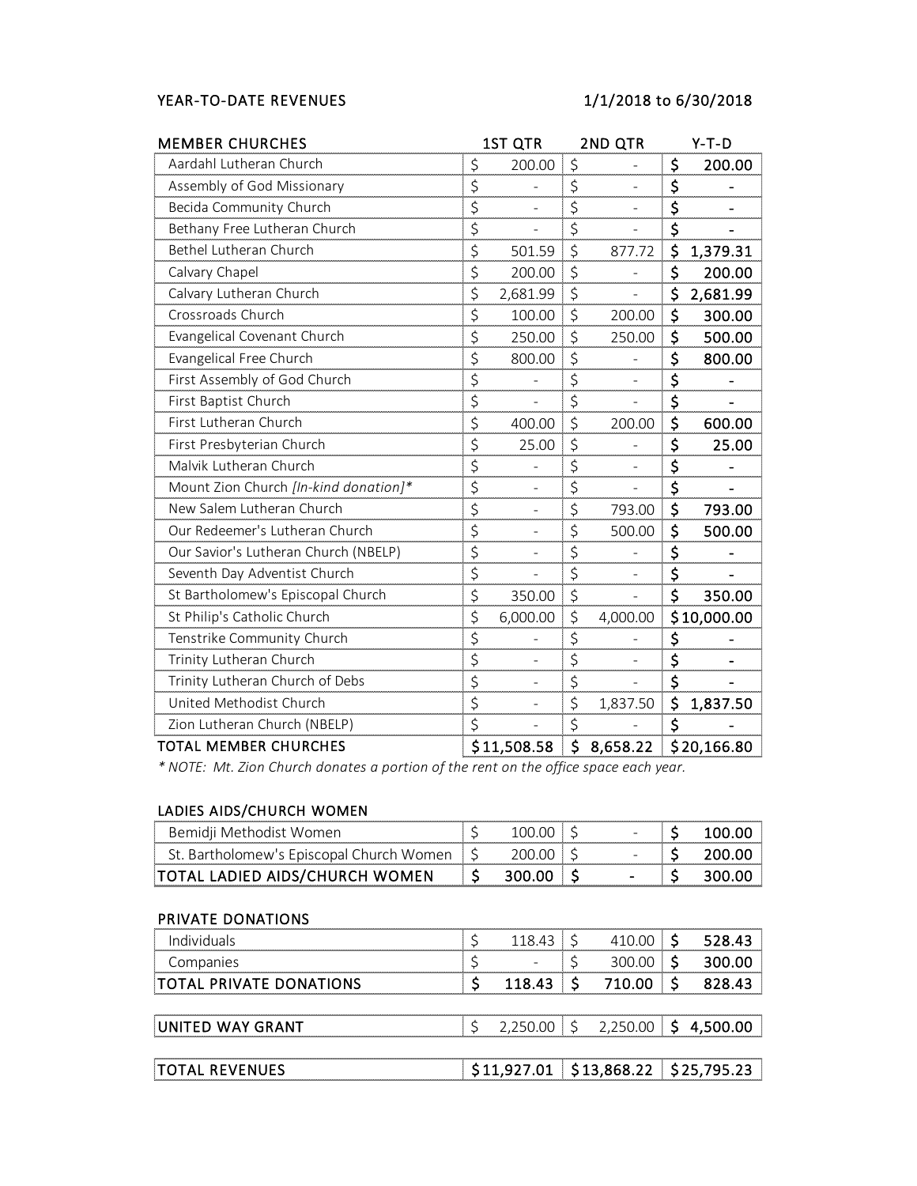YEAR-TO-DATE REVENUES 1/1/2018 to 6/30/2018

| MEMBER CHURCHES | 1ST QTR | 2ND QTR | Y-T-D |
|---|---|---|---|
| Aardahl Lutheran Church | $ 200.00 | $ - | $ 200.00 |
| Assembly of God Missionary | $ - | $ - | $ - |
| Becida Community Church | $ - | $ - | $ - |
| Bethany Free Lutheran Church | $ - | $ - | $ - |
| Bethel Lutheran Church | $ 501.59 | $ 877.72 | $ 1,379.31 |
| Calvary Chapel | $ 200.00 | $ - | $ 200.00 |
| Calvary Lutheran Church | $ 2,681.99 | $ - | $ 2,681.99 |
| Crossroads Church | $ 100.00 | $ 200.00 | $ 300.00 |
| Evangelical Covenant Church | $ 250.00 | $ 250.00 | $ 500.00 |
| Evangelical Free Church | $ 800.00 | $ - | $ 800.00 |
| First Assembly of God Church | $ - | $ - | $ - |
| First Baptist Church | $ - | $ - | $ - |
| First Lutheran Church | $ 400.00 | $ 200.00 | $ 600.00 |
| First Presbyterian Church | $ 25.00 | $ - | $ 25.00 |
| Malvik Lutheran Church | $ - | $ - | $ - |
| Mount Zion Church *[In-kind donation]** | $ - | $ - | $ - |
| New Salem Lutheran Church | $ - | $ 793.00 | $ 793.00 |
| Our Redeemer's Lutheran Church | $ - | $ 500.00 | $ 500.00 |
| Our Savior's Lutheran Church (NBELP) | $ - | $ - | $ - |
| Seventh Day Adventist Church | $ - | $ - | $ - |
| St Bartholomew's Episcopal Church | $ 350.00 | $ - | $ 350.00 |
| St Philip's Catholic Church | $ 6,000.00 | $ 4,000.00 | $ 10,000.00 |
| Tenstrike Community Church | $ - | $ - | $ - |
| Trinity Lutheran Church | $ - | $ - | $ - |
| Trinity Lutheran Church of Debs | $ - | $ - | $ - |
| United Methodist Church | $ - | $ 1,837.50 | $ 1,837.50 |
| Zion Lutheran Church (NBELP) | $ - | $ - | $ - |
| TOTAL MEMBER CHURCHES | $ 11,508.58 | $ 8,658.22 | $ 20,166.80 |

*\* NOTE: Mt. Zion Church donates a portion of the rent on the office space each year.*

| LADIES AIDS/CHURCH WOMEN | | | |
|---|---|---|---|
| Bemidji Methodist Women | $ 100.00 | $ - | $ 100.00 |
| St. Bartholomew's Episcopal Church Women | $ 200.00 | $ - | $ 200.00 |
| TOTAL LADIED AIDS/CHURCH WOMEN | $ 300.00 | $ - | $ 300.00 |

| PRIVATE DONATIONS | | | |
|---|---|---|---|
| Individuals | $ 118.43 | $ 410.00 | $ 528.43 |
| Companies | $ - | $ 300.00 | $ 300.00 |
| TOTAL PRIVATE DONATIONS | $ 118.43 | $ 710.00 | $ 828.43 |

| | | | |
|---|---|---|---|
| UNITED WAY GRANT | $ 2,250.00 | $ 2,250.00 | $ 4,500.00 |

| | | | |
|---|---|---|---|
| TOTAL REVENUES | $ 11,927.01 | $ 13,868.22 | $ 25,795.23 |